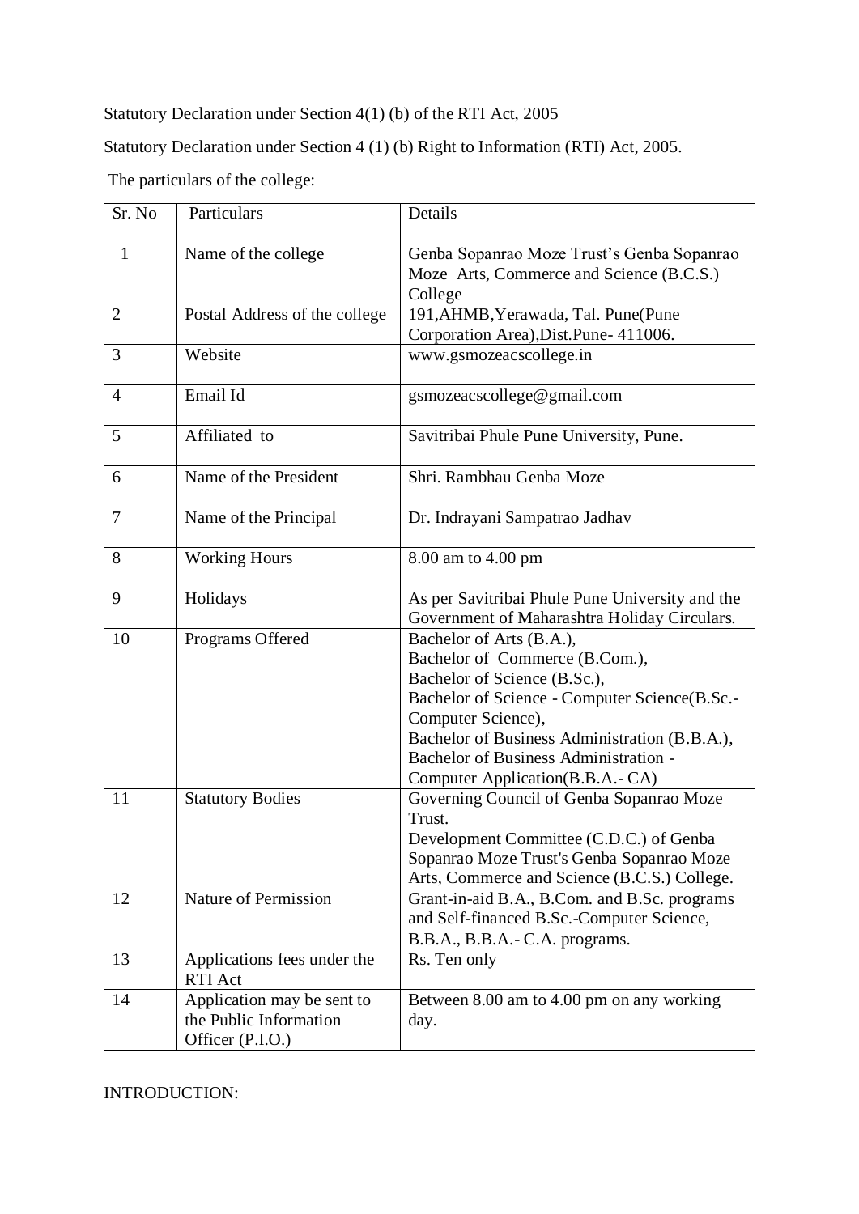Statutory Declaration under Section 4(1) (b) of the RTI Act, 2005

Statutory Declaration under Section 4 (1) (b) Right to Information (RTI) Act, 2005.

The particulars of the college:

| Sr. No | Particulars | Details |
|---|---|---|
| 1 | Name of the college | Genba Sopanrao Moze Trust's Genba Sopanrao Moze Arts, Commerce and Science (B.C.S.) College |
| 2 | Postal Address of the college | 191,AHMB,Yerawada, Tal. Pune(Pune Corporation Area),Dist.Pune- 411006. |
| 3 | Website | www.gsmozeacscollege.in |
| 4 | Email Id | gsmozeacscollege@gmail.com |
| 5 | Affiliated to | Savitribai Phule Pune University, Pune. |
| 6 | Name of the President | Shri. Rambhau Genba Moze |
| 7 | Name of the Principal | Dr. Indrayani Sampatrao Jadhav |
| 8 | Working Hours | 8.00 am to 4.00 pm |
| 9 | Holidays | As per Savitribai Phule Pune University and the Government of Maharashtra Holiday Circulars. |
| 10 | Programs Offered | Bachelor of Arts (B.A.),<br>Bachelor of Commerce (B.Com.),<br>Bachelor of Science (B.Sc.),<br>Bachelor of Science - Computer Science(B.Sc.-Computer Science),<br>Bachelor of Business Administration (B.B.A.),<br>Bachelor of Business Administration - Computer Application(B.B.A.- CA) |
| 11 | Statutory Bodies | Governing Council of Genba Sopanrao Moze Trust.<br>Development Committee (C.D.C.) of Genba Sopanrao Moze Trust's Genba Sopanrao Moze Arts, Commerce and Science (B.C.S.) College. |
| 12 | Nature of Permission | Grant-in-aid B.A., B.Com. and B.Sc. programs and Self-financed B.Sc.-Computer Science, B.B.A., B.B.A.- C.A. programs. |
| 13 | Applications fees under the RTI Act | Rs. Ten only |
| 14 | Application may be sent to the Public Information Officer (P.I.O.) | Between 8.00 am to 4.00 pm on any working day. |

INTRODUCTION: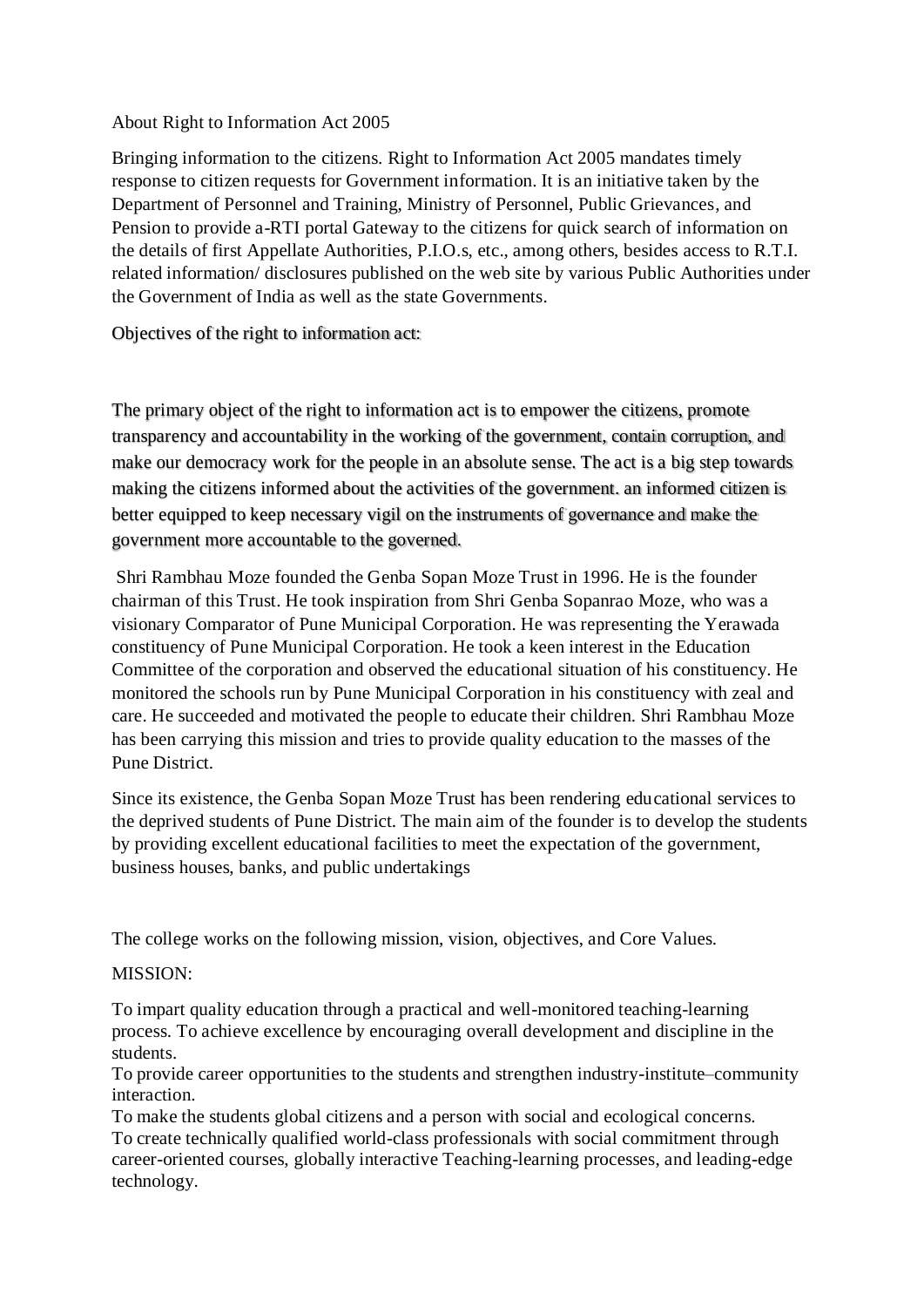About Right to Information Act 2005

Bringing information to the citizens. Right to Information Act 2005 mandates timely response to citizen requests for Government information. It is an initiative taken by the Department of Personnel and Training, Ministry of Personnel, Public Grievances, and Pension to provide a-RTI portal Gateway to the citizens for quick search of information on the details of first Appellate Authorities, P.I.O.s, etc., among others, besides access to R.T.I. related information/ disclosures published on the web site by various Public Authorities under the Government of India as well as the state Governments.

Objectives of the right to information act:

The primary object of the right to information act is to empower the citizens, promote transparency and accountability in the working of the government, contain corruption, and make our democracy work for the people in an absolute sense. The act is a big step towards making the citizens informed about the activities of the government. an informed citizen is better equipped to keep necessary vigil on the instruments of governance and make the government more accountable to the governed.

Shri Rambhau Moze founded the Genba Sopan Moze Trust in 1996. He is the founder chairman of this Trust. He took inspiration from Shri Genba Sopanrao Moze, who was a visionary Comparator of Pune Municipal Corporation. He was representing the Yerawada constituency of Pune Municipal Corporation. He took a keen interest in the Education Committee of the corporation and observed the educational situation of his constituency. He monitored the schools run by Pune Municipal Corporation in his constituency with zeal and care. He succeeded and motivated the people to educate their children. Shri Rambhau Moze has been carrying this mission and tries to provide quality education to the masses of the Pune District.

Since its existence, the Genba Sopan Moze Trust has been rendering educational services to the deprived students of Pune District. The main aim of the founder is to develop the students by providing excellent educational facilities to meet the expectation of the government, business houses, banks, and public undertakings

The college works on the following mission, vision, objectives, and Core Values.

MISSION:

To impart quality education through a practical and well-monitored teaching-learning process. To achieve excellence by encouraging overall development and discipline in the students.
To provide career opportunities to the students and strengthen industry-institute–community interaction.
To make the students global citizens and a person with social and ecological concerns.
To create technically qualified world-class professionals with social commitment through career-oriented courses, globally interactive Teaching-learning processes, and leading-edge technology.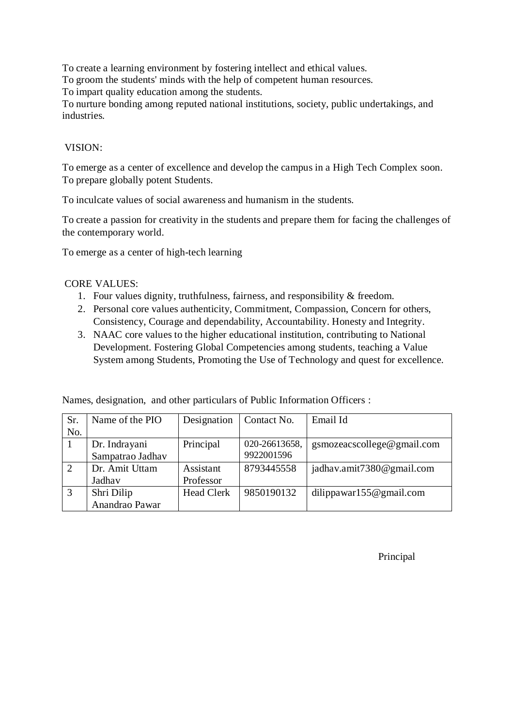To create a learning environment by fostering intellect and ethical values.
To groom the students' minds with the help of competent human resources.
To impart quality education among the students.
To nurture bonding among reputed national institutions, society, public undertakings, and industries.

VISION:

To emerge as a center of excellence and develop the campus in a High Tech Complex soon.
To prepare globally potent Students.

To inculcate values of social awareness and humanism in the students.

To create a passion for creativity in the students and prepare them for facing the challenges of the contemporary world.

To emerge as a center of high-tech learning

CORE VALUES:

1. Four values dignity, truthfulness, fairness, and responsibility & freedom.
2. Personal core values authenticity, Commitment, Compassion, Concern for others, Consistency, Courage and dependability, Accountability. Honesty and Integrity.
3. NAAC core values to the higher educational institution, contributing to National Development. Fostering Global Competencies among students, teaching a Value System among Students, Promoting the Use of Technology and quest for excellence.

Names, designation, and other particulars of Public Information Officers :

| Sr. No. | Name of the PIO | Designation | Contact No. | Email Id |
|---|---|---|---|---|
| 1 | Dr. Indrayani Sampatrao Jadhav | Principal | 020-26613658, 9922001596 | gsmozeacscollege@gmail.com |
| 2 | Dr. Amit Uttam Jadhav | Assistant Professor | 8793445558 | jadhav.amit7380@gmail.com |
| 3 | Shri Dilip Anandrao Pawar | Head Clerk | 9850190132 | dilippawar155@gmail.com |

Principal